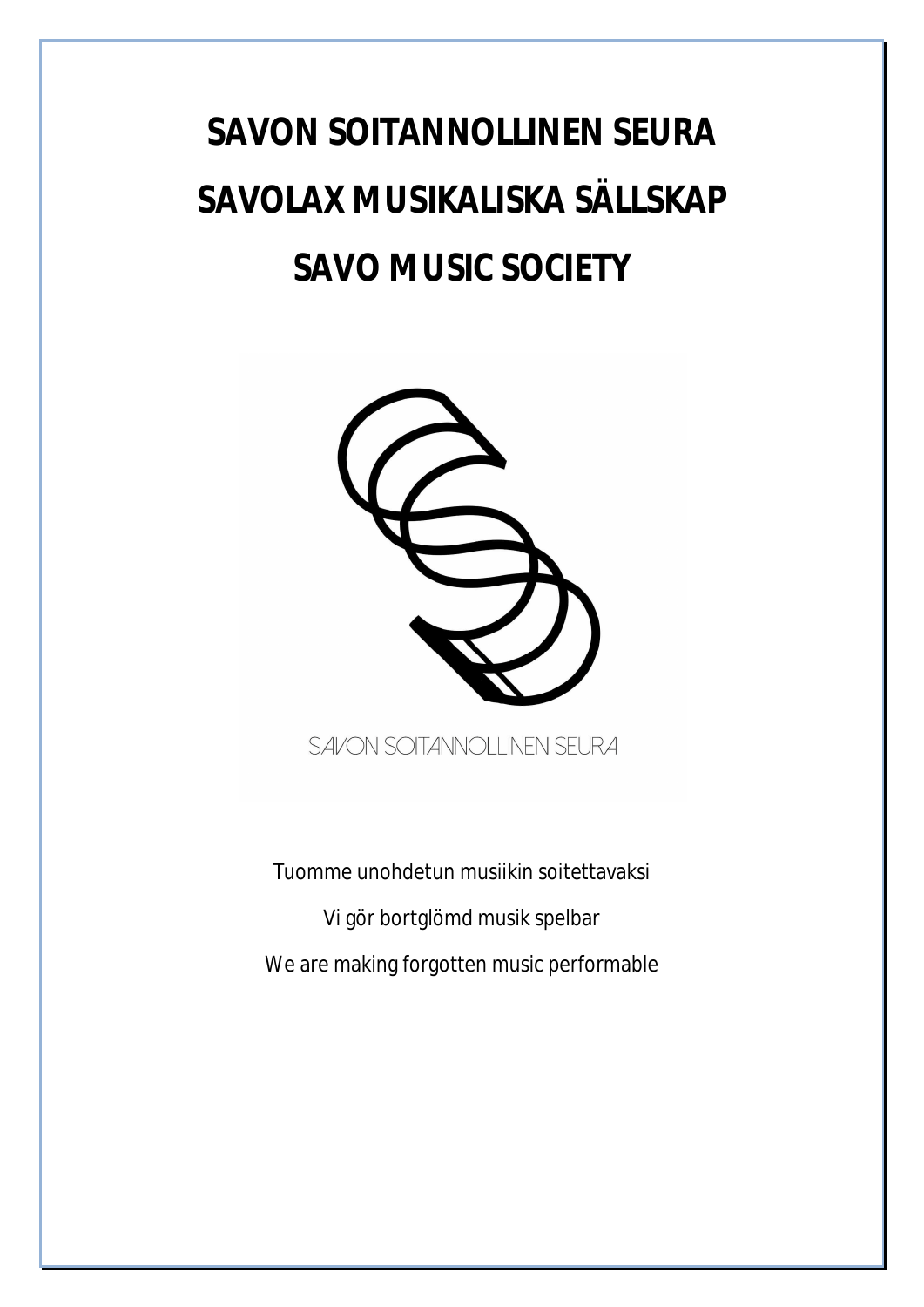# SAVON SOITANNOLLINEN SEURA

# SAVOLAX MUSIKALISKA SÄLLSKAP

# SAVO MUSIC SOCIETY

SAVON SOITANNOLLINEN SEURA

Tuomme unohdetun musiikin soitettavaksi

Vi gör bortglömd musik spelbar

We are making forgotten music performable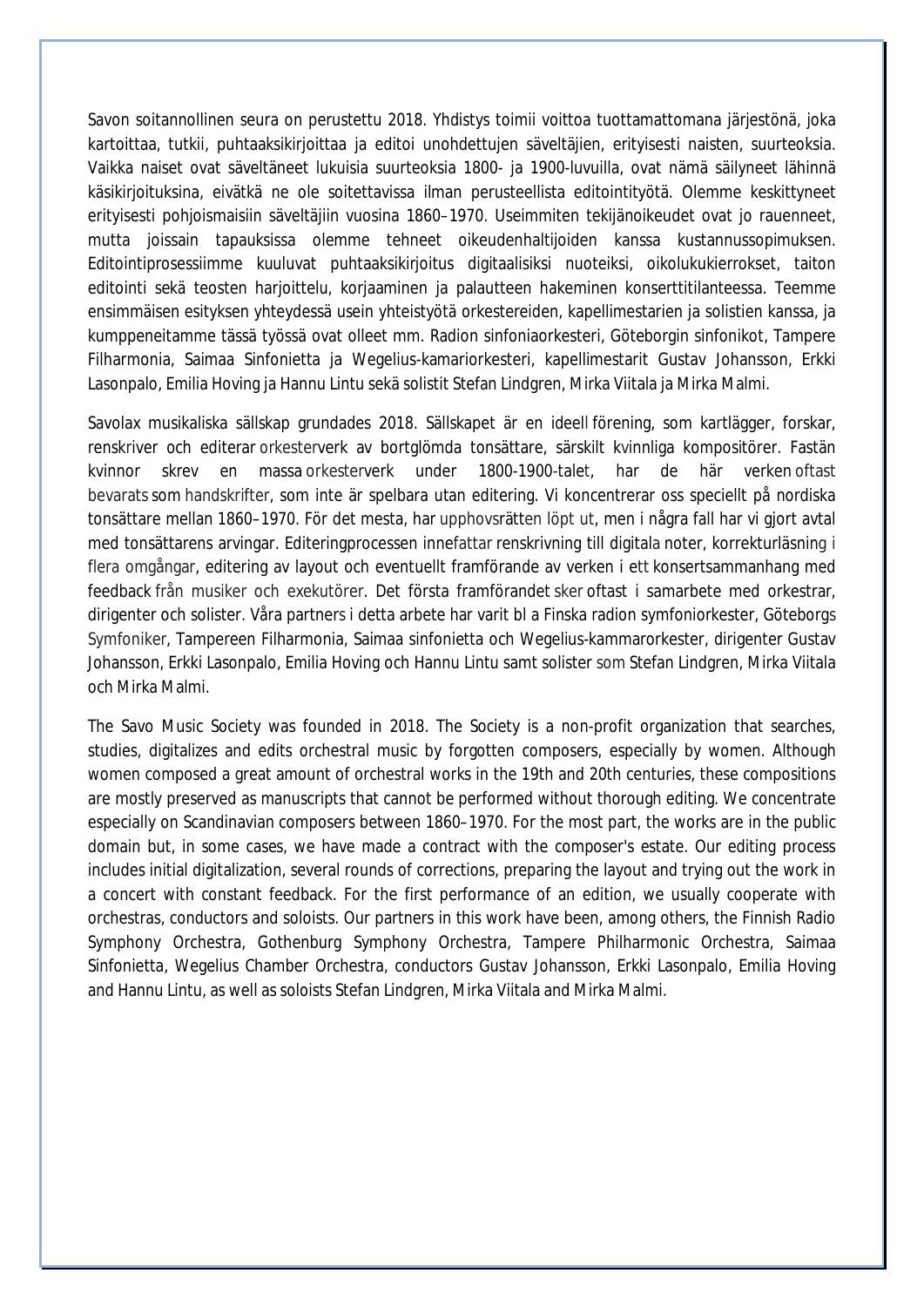Savon soitannollinen seura on perustettu 2018. Yhdistys toimii voittoa tuottamattomana järjestönä, joka kartoittaa, tutkii, puhtaaksikirjoittaa ja editoi unohdettujen säveltäjien, erityisesti naisten, suurteoksia. Vaikka naiset ovat säveltäneet lukuisia suurteoksia 1800- ja 1900-luvuilla, ovat nämä säilyneet lähinnä käsikirjoituksina, eivätkä ne ole soitettavissa ilman perusteellista editointityötä. Olemme keskittyneet erityisesti pohjoismaisiin säveltäjiin vuosina 1860–1970. Useimmiten tekijänoikeudet ovat jo rauenneet, mutta joissain tapauksissa olemme tehneet oikeudenhaltijoiden kanssa kustannussopimuksen. Editointiprosessiimme kuuluvat puhtaaksikirjoitus digitaalisiksi nuoteiksi, oikolukukierrokset, taiton editointi sekä teosten harjoittelu, korjaaminen ja palautteen hakeminen konserttitilanteessa. Teemme ensimmäisen esityksen yhteydessä usein yhteistyötä orkestereiden, kapellimestarien ja solistien kanssa, ja kumppeneitamme tässä työssä ovat olleet mm. Radion sinfoniaorkesteri, Göteborgin sinfonikot, Tampere Filharmonia, Saimaa Sinfonietta ja Wegelius-kamariorkesteri, kapellimestarit Gustav Johansson, Erkki Lasonpalo, Emilia Hoving ja Hannu Lintu sekä solistit Stefan Lindgren, Mirka Viitala ja Mirka Malmi.

Savolax musikaliska sällskap grundades 2018. Sällskapet är en ideell förening, som kartlägger, forskar, renskriver och editerar orkesterverk av bortglömda tonsättare, särskilt kvinnliga kompositörer. Fastän kvinnor skrev en massa orkesterverk under 1800-1900-talet, har de här verken oftast bevarats som handskrifter, som inte är spelbara utan editering. Vi koncentrerar oss speciellt på nordiska tonsättare mellan 1860–1970. För det mesta, har upphovsrätten löpt ut, men i några fall har vi gjort avtal med tonsättarens arvingar. Editeringprocessen innefattar renskrivning till digitala noter, korrekturläsning i flera omgångar, editering av layout och eventuellt framförande av verken i ett konsertsammanhang med feedback från musiker och exekutörer. Det första framförandet sker oftast i samarbete med orkestrar, dirigenter och solister. Våra partners i detta arbete har varit bl a Finska radion symfoniorkester, Göteborgs Symfoniker, Tampereen Filharmonia, Saimaa sinfonietta och Wegelius-kammarorkester, dirigenter Gustav Johansson, Erkki Lasonpalo, Emilia Hoving och Hannu Lintu samt solister som Stefan Lindgren, Mirka Viitala och Mirka Malmi.

The Savo Music Society was founded in 2018. The Society is a non-profit organization that searches, studies, digitalizes and edits orchestral music by forgotten composers, especially by women. Although women composed a great amount of orchestral works in the 19th and 20th centuries, these compositions are mostly preserved as manuscripts that cannot be performed without thorough editing. We concentrate especially on Scandinavian composers between 1860–1970. For the most part, the works are in the public domain but, in some cases, we have made a contract with the composer's estate. Our editing process includes initial digitalization, several rounds of corrections, preparing the layout and trying out the work in a concert with constant feedback. For the first performance of an edition, we usually cooperate with orchestras, conductors and soloists. Our partners in this work have been, among others, the Finnish Radio Symphony Orchestra, Gothenburg Symphony Orchestra, Tampere Philharmonic Orchestra, Saimaa Sinfonietta, Wegelius Chamber Orchestra, conductors Gustav Johansson, Erkki Lasonpalo, Emilia Hoving and Hannu Lintu, as well as soloists Stefan Lindgren, Mirka Viitala and Mirka Malmi.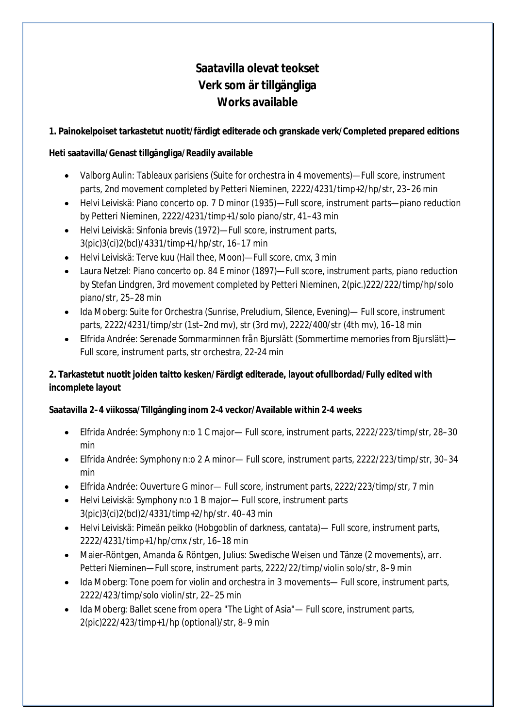# Saatavilla olevat teokset
# Verk som är tillgängliga
# Works available

**1. Painokelpoiset tarkastetut nuotit/färdigt editerade och granskade verk/Completed prepared editions**

**Heti saatavilla/Genast tillgängliga/Readily available**

- Valborg Aulin: *Tableaux parisiens* (Suite for orchestra in 4 movements)—Full score, instrument parts, 2nd movement completed by Petteri Nieminen, 2222/4231/timp+2/hp/str, 23–26 min
- Helvi Leiviskä: Piano concerto op. 7 D minor (1935)—Full score, instrument parts—piano reduction by Petteri Nieminen, 2222/4231/timp+1/solo piano/str, 41–43 min
- Helvi Leiviskä: Sinfonia brevis (1972)—Full score, instrument parts, 3(pic)3(ci)2(bcl)/4331/timp+1/hp/str, 16–17 min
- Helvi Leiviskä: Terve kuu (Hail thee, Moon)—Full score, cmx, 3 min
- Laura Netzel: Piano concerto op. 84 E minor (1897)—Full score, instrument parts, piano reduction by Stefan Lindgren, 3rd movement completed by Petteri Nieminen, 2(pic.)222/222/timp/hp/solo piano/str, 25–28 min
- Ida Moberg: Suite for Orchestra (Sunrise, Preludium, Silence, Evening)— Full score, instrument parts, 2222/4231/timp/str (1st–2nd mv), str (3rd mv), 2222/400/str (4th mv), 16–18 min
- Elfrida Andrée: Serenade *Sommarminnen från Bjurslätt* (Sommertime memories from Bjurslätt)—Full score, instrument parts, str orchestra, 22-24 min

**2. Tarkastetut nuotit joiden taitto kesken/Färdigt editerade, layout ofullbordad/Fully edited with incomplete layout**

**Saatavilla 2–4 viikossa/Tillgängling inom 2-4 veckor/Available within 2-4 weeks**

- Elfrida Andrée: Symphony n:o 1 C major— Full score, instrument parts, 2222/223/timp/str, 28–30 min
- Elfrida Andrée: Symphony n:o 2 A minor— Full score, instrument parts, 2222/223/timp/str, 30–34 min
- Elfrida Andrée: Ouverture G minor— Full score, instrument parts, 2222/223/timp/str, 7 min
- Helvi Leiviskä: Symphony n:o 1 B major— Full score, instrument parts 3(pic)3(ci)2(bcl)2/4331/timp+2/hp/str. 40–43 min
- Helvi Leiviskä: Pimeän peikko (Hobgoblin of darkness, cantata)— Full score, instrument parts, 2222/4231/timp+1/hp/cmx /str, 16–18 min
- Maier-Röntgen, Amanda & Röntgen, Julius: Swedische Weisen und Tänze (2 movements), arr. Petteri Nieminen—Full score, instrument parts, 2222/22/timp/violin solo/str, 8–9 min
- Ida Moberg: Tone poem for violin and orchestra in 3 movements— Full score, instrument parts, 2222/423/timp/solo violin/str, 22–25 min
- Ida Moberg: Ballet scene from opera "The Light of Asia"— Full score, instrument parts, 2(pic)222/423/timp+1/hp (optional)/str, 8–9 min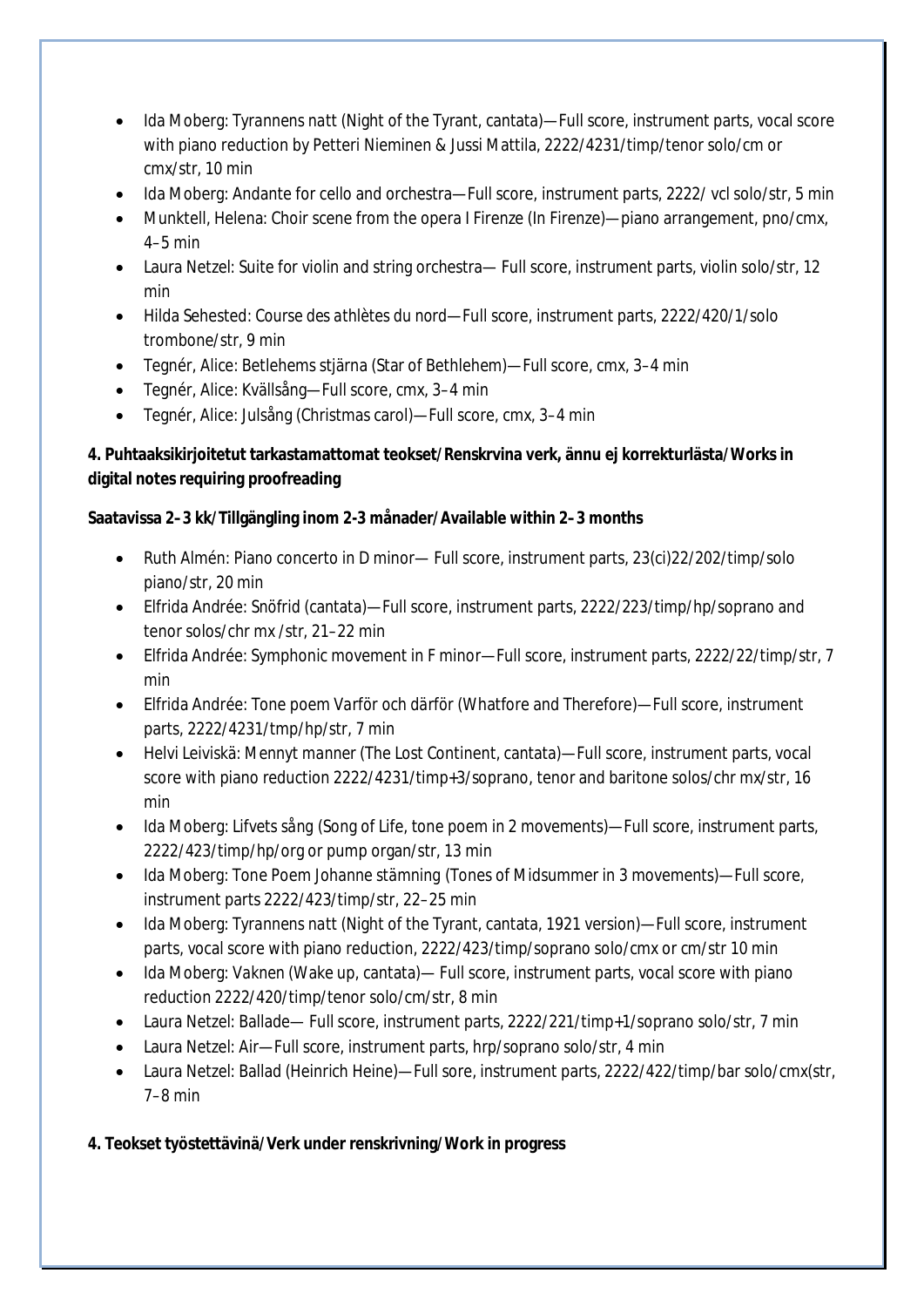- Ida Moberg: Tyrannens natt (Night of the Tyrant, cantata)—Full score, instrument parts, vocal score with piano reduction by Petteri Nieminen & Jussi Mattila, 2222/4231/timp/tenor solo/cm or cmx/str, 10 min
- Ida Moberg: Andante for cello and orchestra—Full score, instrument parts, 2222/ vcl solo/str, 5 min
- Munktell, Helena: Choir scene from the opera I Firenze (In Firenze)—piano arrangement, pno/cmx, 4–5 min
- Laura Netzel: Suite for violin and string orchestra— Full score, instrument parts, violin solo/str, 12 min
- Hilda Sehested: Course des athlètes du nord—Full score, instrument parts, 2222/420/1/solo trombone/str, 9 min
- Tegnér, Alice: Betlehems stjärna (Star of Bethlehem)—Full score, cmx, 3–4 min
- Tegnér, Alice: Kvällsång—Full score, cmx, 3–4 min
- Tegnér, Alice: Julsång (Christmas carol)—Full score, cmx, 3–4 min

**4. Puhtaaksikirjoitetut tarkastamattomat teokset/Renskrvina verk, ännu ej korrekturlästa/Works in digital notes requiring proofreading**

**Saatavissa 2–3 kk/Tillgängling inom 2-3 månader/Available within 2–3 months**

- Ruth Almén: Piano concerto in D minor— Full score, instrument parts, 23(ci)22/202/timp/solo piano/str, 20 min
- Elfrida Andrée: Snöfrid (cantata)—Full score, instrument parts, 2222/223/timp/hp/soprano and tenor solos/chr mx /str, 21–22 min
- Elfrida Andrée: Symphonic movement in F minor—Full score, instrument parts, 2222/22/timp/str, 7 min
- Elfrida Andrée: Tone poem Varför och därför (Whatfore and Therefore)—Full score, instrument parts, 2222/4231/tmp/hp/str, 7 min
- Helvi Leiviskä: Mennyt manner (The Lost Continent, cantata)—Full score, instrument parts, vocal score with piano reduction 2222/4231/timp+3/soprano, tenor and baritone solos/chr mx/str, 16 min
- Ida Moberg: Lifvets sång (Song of Life, tone poem in 2 movements)—Full score, instrument parts, 2222/423/timp/hp/org or pump organ/str, 13 min
- Ida Moberg: Tone Poem Johanne stämning (Tones of Midsummer in 3 movements)—Full score, instrument parts 2222/423/timp/str, 22–25 min
- Ida Moberg: Tyrannens natt (Night of the Tyrant, cantata, 1921 version)—Full score, instrument parts, vocal score with piano reduction, 2222/423/timp/soprano solo/cmx or cm/str 10 min
- Ida Moberg: Vaknen (Wake up, cantata)— Full score, instrument parts, vocal score with piano reduction 2222/420/timp/tenor solo/cm/str, 8 min
- Laura Netzel: Ballade— Full score, instrument parts, 2222/221/timp+1/soprano solo/str, 7 min
- Laura Netzel: Air—Full score, instrument parts, hrp/soprano solo/str, 4 min
- Laura Netzel: Ballad (Heinrich Heine)—Full sore, instrument parts, 2222/422/timp/bar solo/cmx(str, 7–8 min

**4. Teokset työstettävinä/Verk under renskrivning/Work in progress**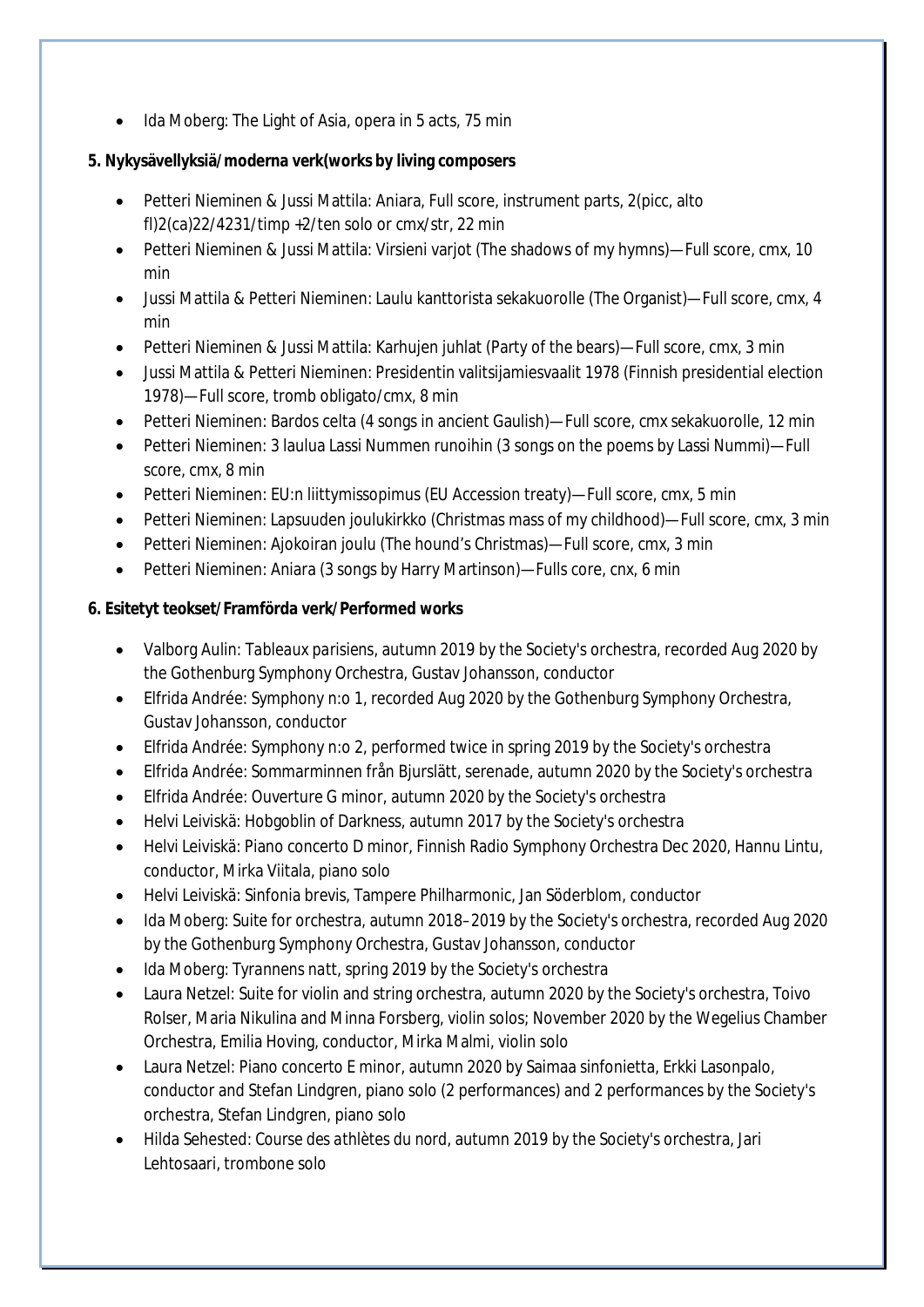- Ida Moberg: The Light of Asia, opera in 5 acts, 75 min

**5. Nykysävellyksiä/moderna verk(works by living composers**

- Petteri Nieminen & Jussi Mattila: Aniara, Full score, instrument parts, 2(picc, alto fl)2(ca)22/4231/timp +2/ten solo or cmx/str, 22 min
- Petteri Nieminen & Jussi Mattila: Virsieni varjot (The shadows of my hymns)—Full score, cmx, 10 min
- Jussi Mattila & Petteri Nieminen: Laulu kanttorista sekakuorolle (The Organist)—Full score, cmx, 4 min
- Petteri Nieminen & Jussi Mattila: Karhujen juhlat (Party of the bears)—Full score, cmx, 3 min
- Jussi Mattila & Petteri Nieminen: Presidentin valitsijamiesvaalit 1978 (Finnish presidential election 1978)—Full score, tromb obligato/cmx, 8 min
- Petteri Nieminen: Bardos celta (4 songs in ancient Gaulish)—Full score, cmx sekakuorolle, 12 min
- Petteri Nieminen: 3 laulua Lassi Nummen runoihin (3 songs on the poems by Lassi Nummi)—Full score, cmx, 8 min
- Petteri Nieminen: EU:n liittymissopimus (EU Accession treaty)—Full score, cmx, 5 min
- Petteri Nieminen: Lapsuuden joulukirkko (Christmas mass of my childhood)—Full score, cmx, 3 min
- Petteri Nieminen: Ajokoiran joulu (The hound's Christmas)—Full score, cmx, 3 min
- Petteri Nieminen: Aniara (3 songs by Harry Martinson)—Fulls core, cnx, 6 min

**6. Esitetyt teokset/Framförda verk/Performed works**

- Valborg Aulin: Tableaux parisiens, autumn 2019 by the Society's orchestra, recorded Aug 2020 by the Gothenburg Symphony Orchestra, Gustav Johansson, conductor
- Elfrida Andrée: Symphony n:o 1, recorded Aug 2020 by the Gothenburg Symphony Orchestra, Gustav Johansson, conductor
- Elfrida Andrée: Symphony n:o 2, performed twice in spring 2019 by the Society's orchestra
- Elfrida Andrée: Sommarminnen från Bjurslätt, serenade, autumn 2020 by the Society's orchestra
- Elfrida Andrée: Ouverture G minor, autumn 2020 by the Society's orchestra
- Helvi Leiviskä: Hobgoblin of Darkness, autumn 2017 by the Society's orchestra
- Helvi Leiviskä: Piano concerto D minor, Finnish Radio Symphony Orchestra Dec 2020, Hannu Lintu, conductor, Mirka Viitala, piano solo
- Helvi Leiviskä: Sinfonia brevis, Tampere Philharmonic, Jan Söderblom, conductor
- Ida Moberg: Suite for orchestra, autumn 2018–2019 by the Society's orchestra, recorded Aug 2020 by the Gothenburg Symphony Orchestra, Gustav Johansson, conductor
- Ida Moberg: Tyrannens natt, spring 2019 by the Society's orchestra
- Laura Netzel: Suite for violin and string orchestra, autumn 2020 by the Society's orchestra, Toivo Rolser, Maria Nikulina and Minna Forsberg, violin solos; November 2020 by the Wegelius Chamber Orchestra, Emilia Hoving, conductor, Mirka Malmi, violin solo
- Laura Netzel: Piano concerto E minor, autumn 2020 by Saimaa sinfonietta, Erkki Lasonpalo, conductor and Stefan Lindgren, piano solo (2 performances) and 2 performances by the Society's orchestra, Stefan Lindgren, piano solo
- Hilda Sehested: Course des athlètes du nord, autumn 2019 by the Society's orchestra, Jari Lehtosaari, trombone solo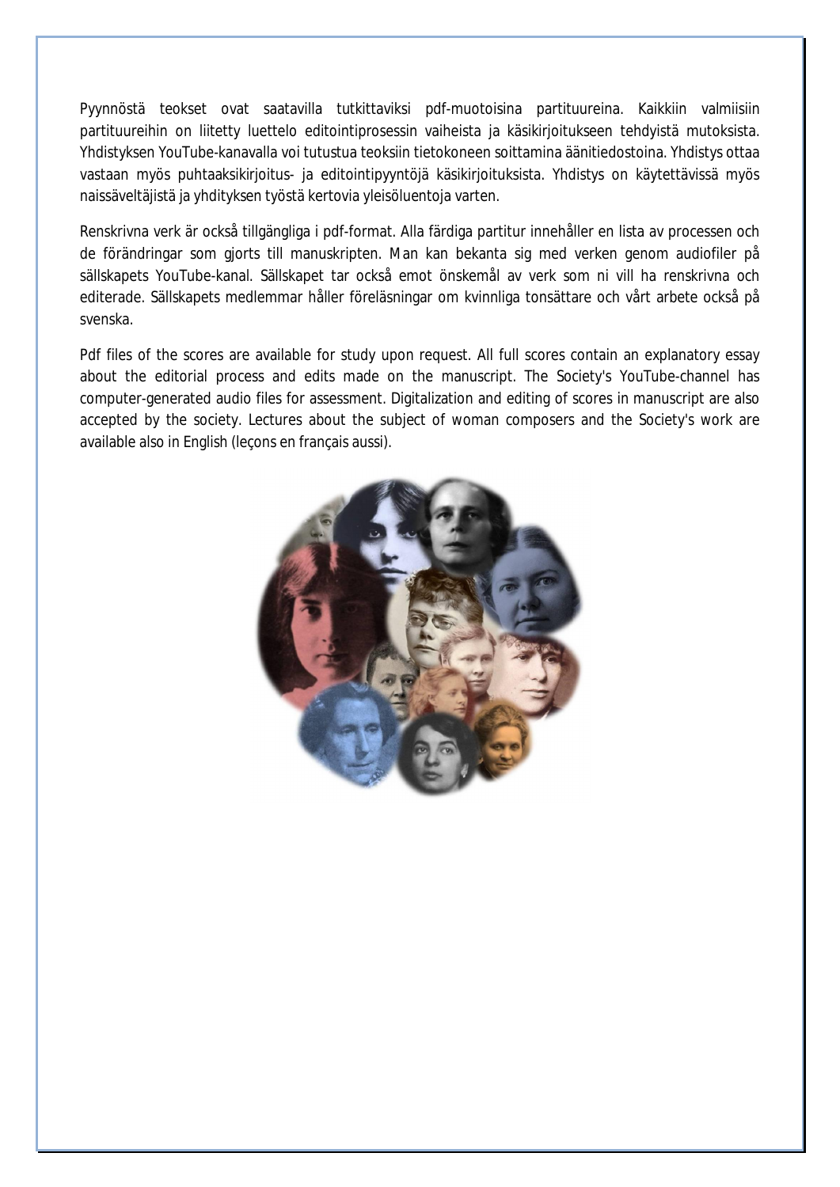Pyynnöstä teokset ovat saatavilla tutkittaviksi pdf-muotoisina partituureina. Kaikkiin valmiisiin partituureihin on liitetty luettelo editointiprosessin vaiheista ja käsikirjoitukseen tehdyistä mutoksista. Yhdistyksen YouTube-kanavalla voi tutustua teoksiin tietokoneen soittamina äänitiedostoina. Yhdistys ottaa vastaan myös puhtaaksikirjoitus- ja editointipyyntöjä käsikirjoituksista. Yhdistys on käytettävissä myös naissäveltäjistä ja yhdityksen työstä kertovia yleisöluentoja varten.

Renskrivna verk är också tillgängliga i pdf-format. Alla färdiga partitur innehåller en lista av processen och de förändringar som gjorts till manuskripten. Man kan bekanta sig med verken genom audiofiler på sällskapets YouTube-kanal. Sällskapet tar också emot önskemål av verk som ni vill ha renskrivna och editerade. Sällskapets medlemmar håller föreläsningar om kvinnliga tonsättare och vårt arbete också på svenska.

Pdf files of the scores are available for study upon request. All full scores contain an explanatory essay about the editorial process and edits made on the manuscript. The Society's YouTube-channel has computer-generated audio files for assessment. Digitalization and editing of scores in manuscript are also accepted by the society. Lectures about the subject of woman composers and the Society's work are available also in English (leçons en français aussi).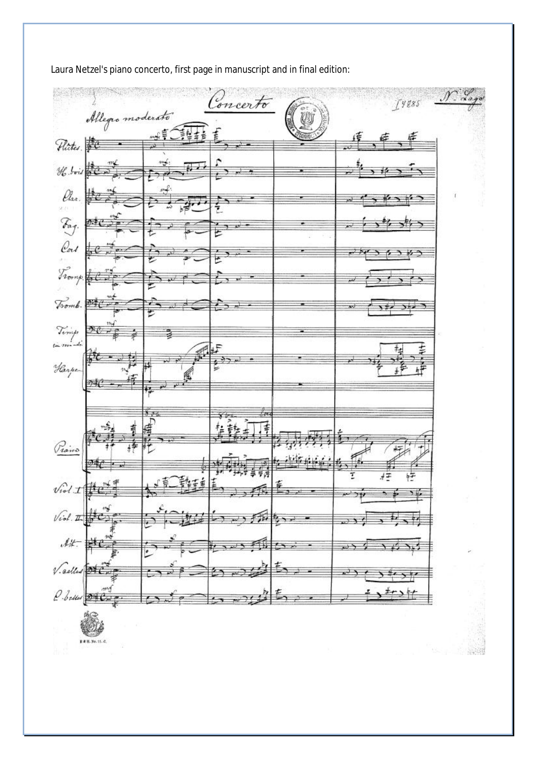Laura Netzel's piano concerto, first page in manuscript and in final edition: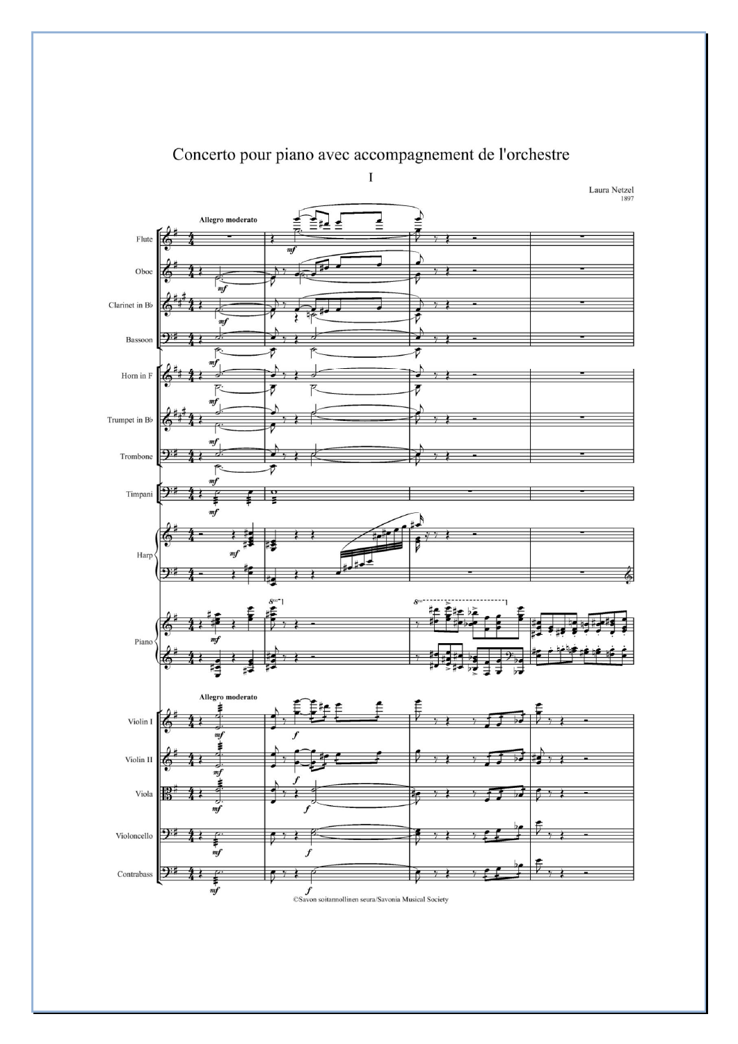# Concerto pour piano avec accompagnement de l'orchestre

## I

Laura Netzel
1897

©Savon soitannollinen seura/Savonia Musical Society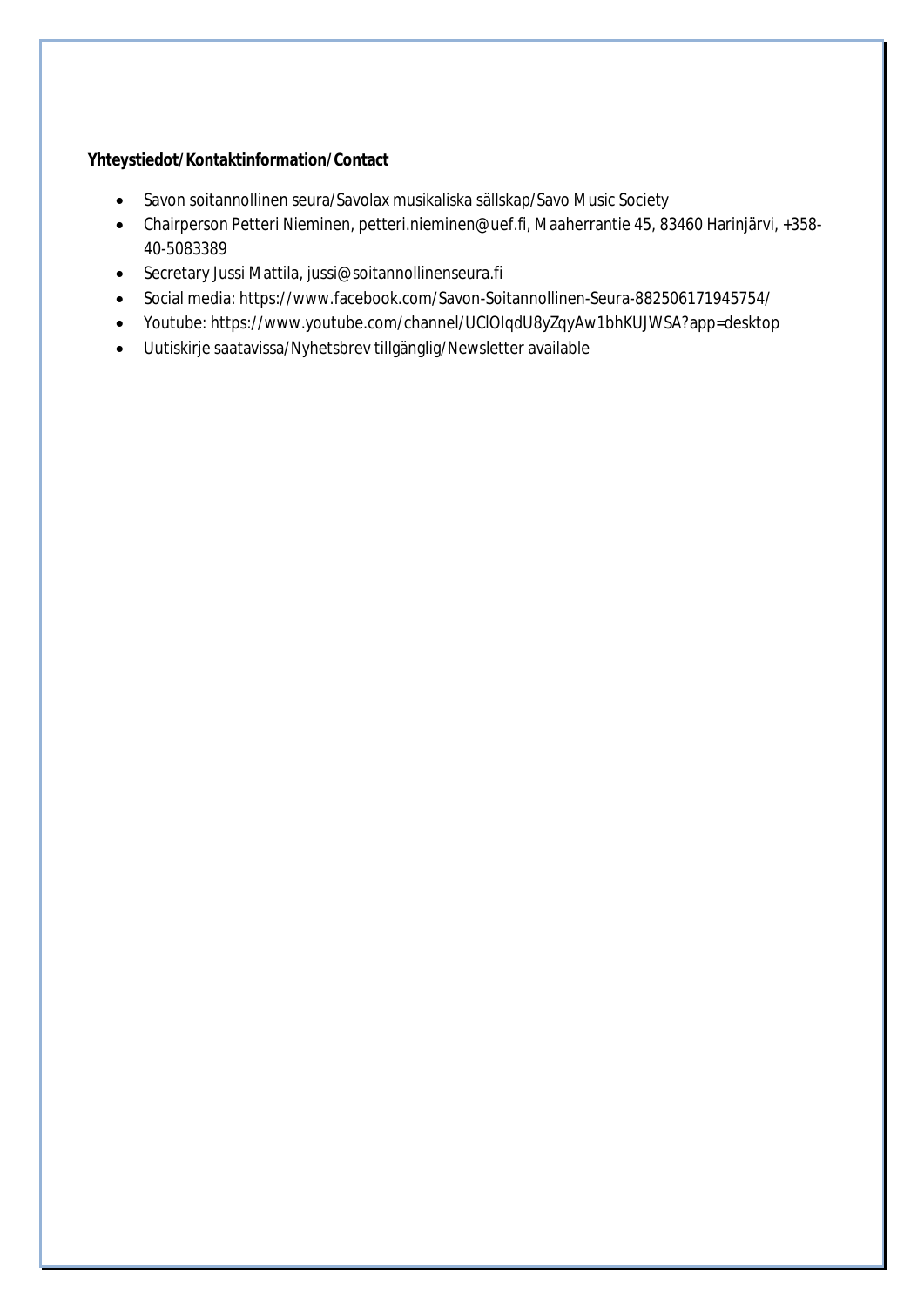**Yhteystiedot/Kontaktinformation/Contact**

- Savon soitannollinen seura/Savolax musikaliska sällskap/Savo Music Society
- Chairperson Petteri Nieminen, petteri.nieminen@uef.fi, Maaherrantie 45, 83460 Harinjärvi, +358-40-5083389
- Secretary Jussi Mattila, jussi@soitannollinenseura.fi
- Social media: https://www.facebook.com/Savon-Soitannollinen-Seura-882506171945754/
- Youtube: https://www.youtube.com/channel/UClOIqdU8yZqyAw1bhKUJWSA?app=desktop
- Uutiskirje saatavissa/Nyhetsbrev tillgänglig/Newsletter available